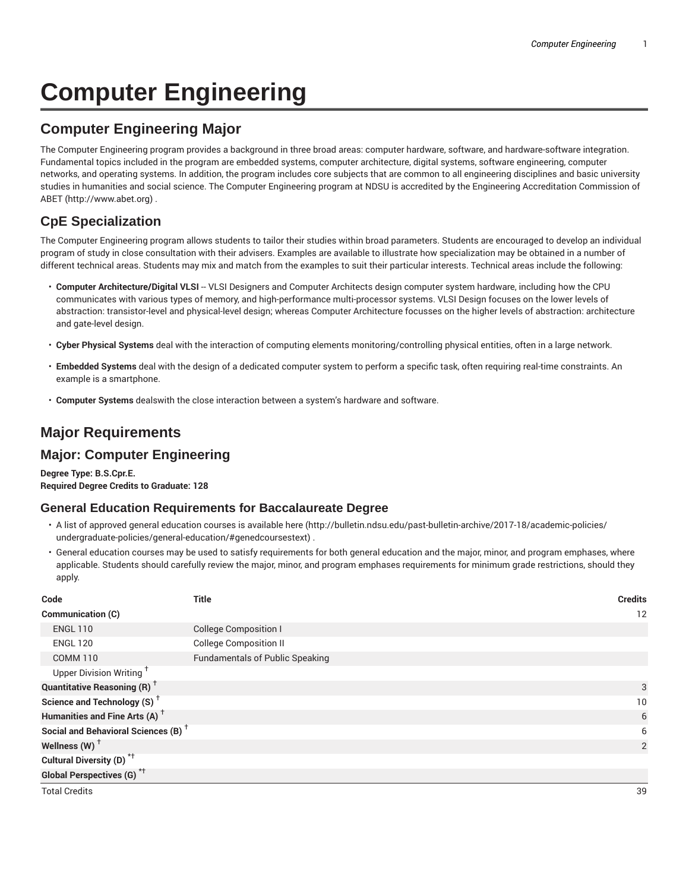# Computer Engineering

## Computer Engineering Major

The Computer Engineering program provides a background in three broad areas: computer hardware, software, and hardware-software integration. Fundamental topics included in the program are embedded systems, computer architecture, digital systems, software engineering, computer networks, and operating systems. In addition, the program includes core subjects that are common to all engineering disciplines and basic university studies in humanities and social science. The Computer Engineering program at NDSU is accredited by the Engineering Accreditation Commission of ABET (http://www.abet.org) .

## CpE Specialization

The Computer Engineering program allows students to tailor their studies within broad parameters. Students are encouraged to develop an individual program of study in close consultation with their advisers. Examples are available to illustrate how specialization may be obtained in a number of different technical areas. Students may mix and match from the examples to suit their particular interests. Technical areas include the following:

- **Computer Architecture/Digital VLSI** -- VLSI Designers and Computer Architects design computer system hardware, including how the CPU communicates with various types of memory, and high-performance multi-processor systems. VLSI Design focuses on the lower levels of abstraction: transistor-level and physical-level design; whereas Computer Architecture focusses on the higher levels of abstraction: architecture and gate-level design.
- **Cyber Physical Systems** deal with the interaction of computing elements monitoring/controlling physical entities, often in a large network.
- **Embedded Systems** deal with the design of a dedicated computer system to perform a specific task, often requiring real-time constraints. An example is a smartphone.
- **Computer Systems** dealswith the close interaction between a system's hardware and software.

# Major Requirements

## Major: Computer Engineering

**Degree Type: B.S.Cpr.E.**
**Required Degree Credits to Graduate: 128**

### General Education Requirements for Baccalaureate Degree

- A list of approved general education courses is available here (http://bulletin.ndsu.edu/past-bulletin-archive/2017-18/academic-policies/undergraduate-policies/general-education/#genedcoursestext) .
- General education courses may be used to satisfy requirements for both general education and the major, minor, and program emphases, where applicable. Students should carefully review the major, minor, and program emphases requirements for minimum grade restrictions, should they apply.

| Code | Title | Credits |
|---|---|---|
| **Communication (C)** | | 12 |
| ENGL 110 | College Composition I | |
| ENGL 120 | College Composition II | |
| COMM 110 | Fundamentals of Public Speaking | |
| Upper Division Writing † | | |
| **Quantitative Reasoning (R) †** | | 3 |
| **Science and Technology (S) †** | | 10 |
| **Humanities and Fine Arts (A) †** | | 6 |
| **Social and Behavioral Sciences (B) †** | | 6 |
| **Wellness (W) †** | | 2 |
| **Cultural Diversity (D) *†** | | |
| **Global Perspectives (G) *†** | | |
| Total Credits | | 39 |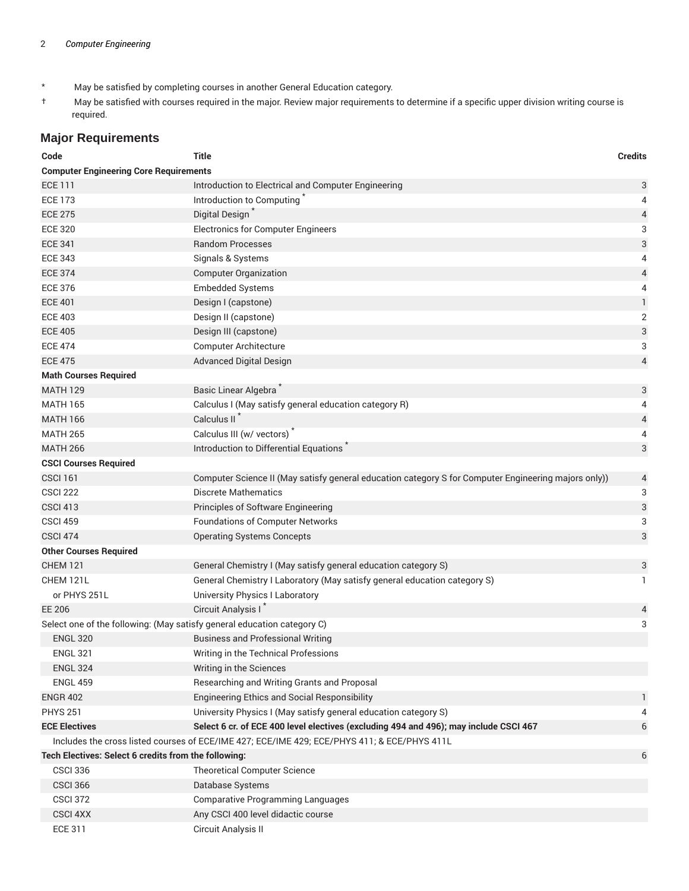\* May be satisfied by completing courses in another General Education category.

† May be satisfied with courses required in the major. Review major requirements to determine if a specific upper division writing course is required.

## Major Requirements

| Code | Title | Credits |
|---|---|---|
| **Computer Engineering Core Requirements** | | |
| ECE 111 | Introduction to Electrical and Computer Engineering | 3 |
| ECE 173 | Introduction to Computing * | 4 |
| ECE 275 | Digital Design * | 4 |
| ECE 320 | Electronics for Computer Engineers | 3 |
| ECE 341 | Random Processes | 3 |
| ECE 343 | Signals & Systems | 4 |
| ECE 374 | Computer Organization | 4 |
| ECE 376 | Embedded Systems | 4 |
| ECE 401 | Design I (capstone) | 1 |
| ECE 403 | Design II (capstone) | 2 |
| ECE 405 | Design III (capstone) | 3 |
| ECE 474 | Computer Architecture | 3 |
| ECE 475 | Advanced Digital Design | 4 |
| **Math Courses Required** | | |
| MATH 129 | Basic Linear Algebra * | 3 |
| MATH 165 | Calculus I (May satisfy general education category R) | 4 |
| MATH 166 | Calculus II * | 4 |
| MATH 265 | Calculus III (w/ vectors) * | 4 |
| MATH 266 | Introduction to Differential Equations * | 3 |
| **CSCI Courses Required** | | |
| CSCI 161 | Computer Science II (May satisfy general education category S for Computer Engineering majors only)) | 4 |
| CSCI 222 | Discrete Mathematics | 3 |
| CSCI 413 | Principles of Software Engineering | 3 |
| CSCI 459 | Foundations of Computer Networks | 3 |
| CSCI 474 | Operating Systems Concepts | 3 |
| **Other Courses Required** | | |
| CHEM 121 | General Chemistry I (May satisfy general education category S) | 3 |
| CHEM 121L | General Chemistry I Laboratory (May satisfy general education category S) | 1 |
| or PHYS 251L | University Physics I Laboratory | |
| EE 206 | Circuit Analysis I * | 4 |
| Select one of the following: (May satisfy general education category C) | | 3 |
| ENGL 320 | Business and Professional Writing | |
| ENGL 321 | Writing in the Technical Professions | |
| ENGL 324 | Writing in the Sciences | |
| ENGL 459 | Researching and Writing Grants and Proposal | |
| ENGR 402 | Engineering Ethics and Social Responsibility | 1 |
| PHYS 251 | University Physics I (May satisfy general education category S) | 4 |
| **ECE Electives** | **Select 6 cr. of ECE 400 level electives (excluding 494 and 496); may include CSCI 467** | 6 |
| Includes the cross listed courses of ECE/IME 427; ECE/IME 429; ECE/PHYS 411; & ECE/PHYS 411L | | |
| **Tech Electives: Select 6 credits from the following:** | | 6 |
| CSCI 336 | Theoretical Computer Science | |
| CSCI 366 | Database Systems | |
| CSCI 372 | Comparative Programming Languages | |
| CSCI 4XX | Any CSCI 400 level didactic course | |
| ECE 311 | Circuit Analysis II | |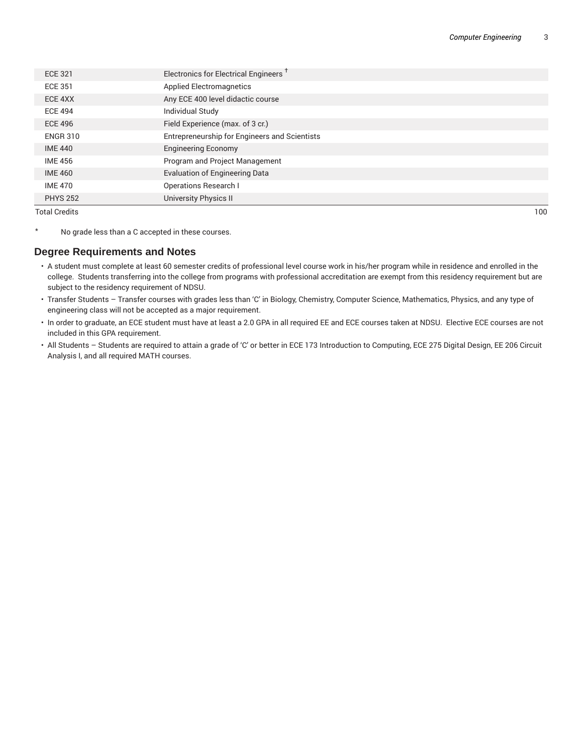| | | |
|---|---|---|
| ECE 321 | Electronics for Electrical Engineers † | |
| ECE 351 | Applied Electromagnetics | |
| ECE 4XX | Any ECE 400 level didactic course | |
| ECE 494 | Individual Study | |
| ECE 496 | Field Experience (max. of 3 cr.) | |
| ENGR 310 | Entrepreneurship for Engineers and Scientists | |
| IME 440 | Engineering Economy | |
| IME 456 | Program and Project Management | |
| IME 460 | Evaluation of Engineering Data | |
| IME 470 | Operations Research I | |
| PHYS 252 | University Physics II | |
| Total Credits | | 100 |

\* No grade less than a C accepted in these courses.

## Degree Requirements and Notes

- A student must complete at least 60 semester credits of professional level course work in his/her program while in residence and enrolled in the college. Students transferring into the college from programs with professional accreditation are exempt from this residency requirement but are subject to the residency requirement of NDSU.
- Transfer Students – Transfer courses with grades less than 'C' in Biology, Chemistry, Computer Science, Mathematics, Physics, and any type of engineering class will not be accepted as a major requirement.
- In order to graduate, an ECE student must have at least a 2.0 GPA in all required EE and ECE courses taken at NDSU. Elective ECE courses are not included in this GPA requirement.
- All Students – Students are required to attain a grade of 'C' or better in ECE 173 Introduction to Computing, ECE 275 Digital Design, EE 206 Circuit Analysis I, and all required MATH courses.